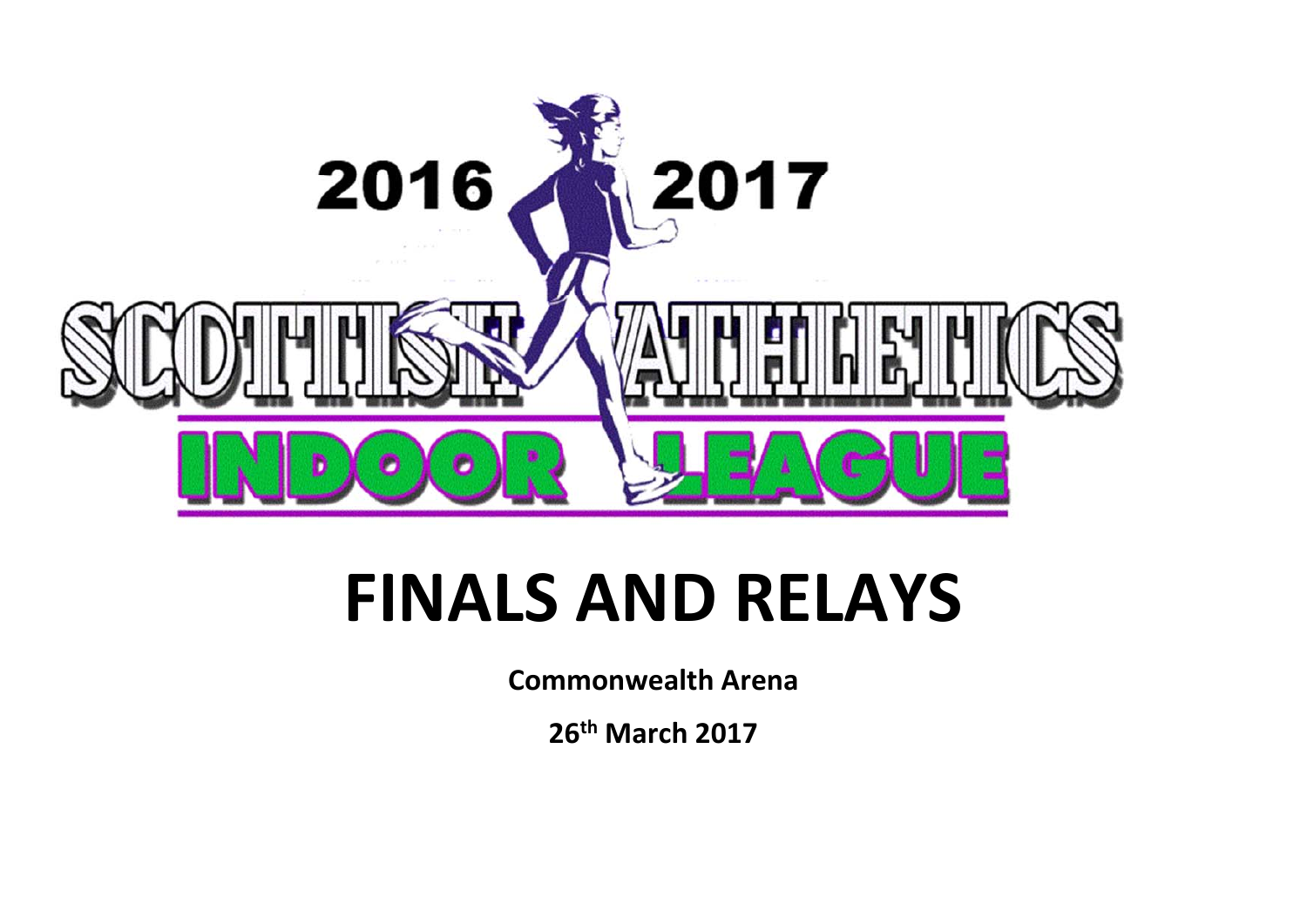2016 2017

SCOTTISH ATHLETICS

INDOOR LEAGUE

# FINALS AND RELAYS

**Commonwealth Arena**

**26th March 2017**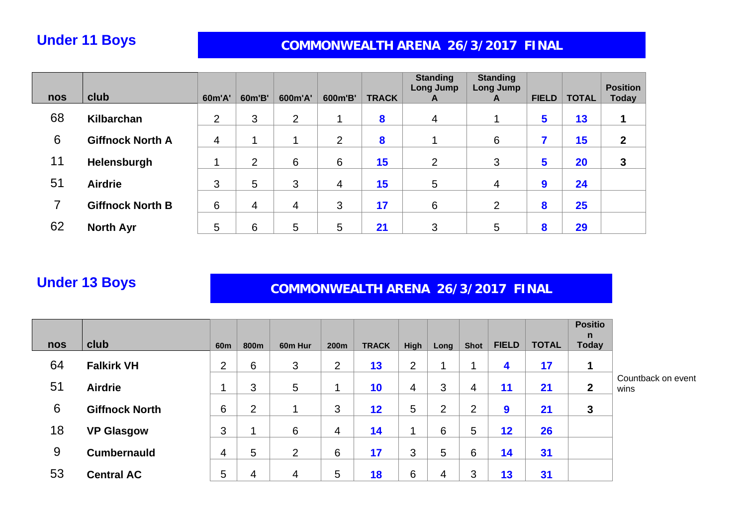## Under 11 Boys

**COMMONWEALTH ARENA 26/3/2017 FINAL**

| nos | club | 60m'A' | 60m'B' | 600m'A' | 600m'B' | TRACK | Standing Long Jump A | Standing Long Jump A | FIELD | TOTAL | Position Today |
|---|---|---|---|---|---|---|---|---|---|---|---|
| 68 | **Kilbarchan** | 2 | 3 | 2 | 1 | **8** | 4 | 1 | **5** | **13** | **1** |
| 6 | **Giffnock North A** | 4 | 1 | 1 | 2 | **8** | 1 | 6 | **7** | **15** | **2** |
| 11 | **Helensburgh** | 1 | 2 | 6 | 6 | **15** | 2 | 3 | **5** | **20** | **3** |
| 51 | **Airdrie** | 3 | 5 | 3 | 4 | **15** | 5 | 4 | **9** | **24** | |
| 7 | **Giffnock North B** | 6 | 4 | 4 | 3 | **17** | 6 | 2 | **8** | **25** | |
| 62 | **North Ayr** | 5 | 6 | 5 | 5 | **21** | 3 | 5 | **8** | **29** | |

## Under 13 Boys

**COMMONWEALTH ARENA 26/3/2017 FINAL**

| nos | club | 60m | 800m | 60m Hur | 200m | TRACK | High | Long | Shot | FIELD | TOTAL | Position Today | |
|---|---|---|---|---|---|---|---|---|---|---|---|---|---|
| 64 | **Falkirk VH** | 2 | 6 | 3 | 2 | **13** | 2 | 1 | 1 | **4** | **17** | **1** | |
| 51 | **Airdrie** | 1 | 3 | 5 | 1 | **10** | 4 | 3 | 4 | **11** | **21** | **2** | Countback on event wins |
| 6 | **Giffnock North** | 6 | 2 | 1 | 3 | **12** | 5 | 2 | 2 | **9** | **21** | **3** | |
| 18 | **VP Glasgow** | 3 | 1 | 6 | 4 | **14** | 1 | 6 | 5 | **12** | **26** | | |
| 9 | **Cumbernauld** | 4 | 5 | 2 | 6 | **17** | 3 | 5 | 6 | **14** | **31** | | |
| 53 | **Central AC** | 5 | 4 | 4 | 5 | **18** | 6 | 4 | 3 | **13** | **31** | | |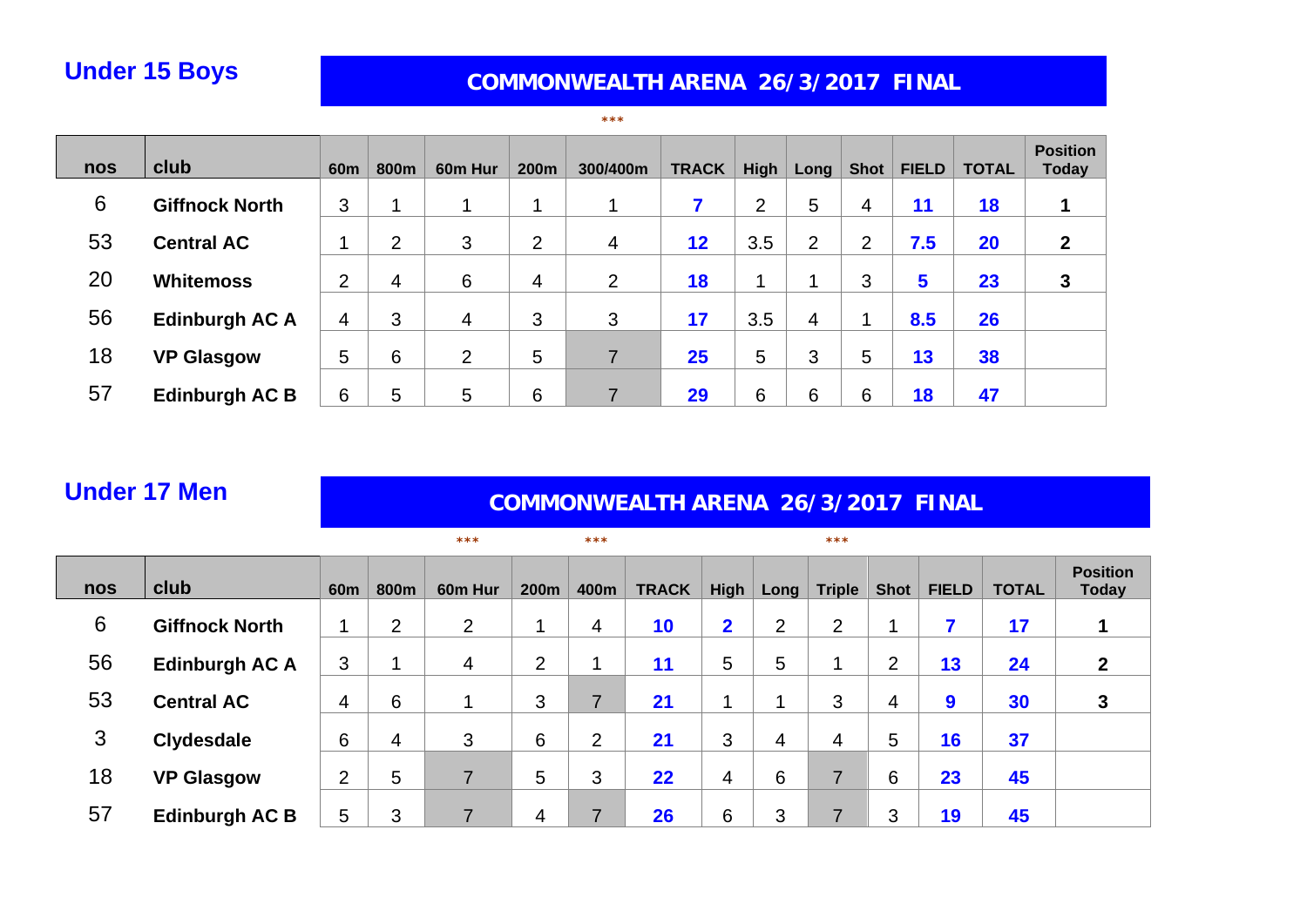## Under 15 Boys

**COMMONWEALTH ARENA 26/3/2017 FINAL**

***

| nos | club | 60m | 800m | 60m Hur | 200m | 300/400m | TRACK | High | Long | Shot | FIELD | TOTAL | Position Today |
|---|---|---|---|---|---|---|---|---|---|---|---|---|---|
| 6 | **Giffnock North** | 3 | 1 | 1 | 1 | 1 | **7** | 2 | 5 | 4 | **11** | **18** | **1** |
| 53 | **Central AC** | 1 | 2 | 3 | 2 | 4 | **12** | 3.5 | 2 | 2 | **7.5** | **20** | **2** |
| 20 | **Whitemoss** | 2 | 4 | 6 | 4 | 2 | **18** | 1 | 1 | 3 | **5** | **23** | **3** |
| 56 | **Edinburgh AC A** | 4 | 3 | 4 | 3 | 3 | **17** | 3.5 | 4 | 1 | **8.5** | **26** | |
| 18 | **VP Glasgow** | 5 | 6 | 2 | 5 | 7 | **25** | 5 | 3 | 5 | **13** | **38** | |
| 57 | **Edinburgh AC B** | 6 | 5 | 5 | 6 | 7 | **29** | 6 | 6 | 6 | **18** | **47** | |

## Under 17 Men

**COMMONWEALTH ARENA 26/3/2017 FINAL**

*** *** ***

| nos | club | 60m | 800m | 60m Hur | 200m | 400m | TRACK | High | Long | Triple | Shot | FIELD | TOTAL | Position Today |
|---|---|---|---|---|---|---|---|---|---|---|---|---|---|---|
| 6 | **Giffnock North** | 1 | 2 | 2 | 1 | 4 | **10** | **2** | 2 | 2 | 1 | **7** | **17** | **1** |
| 56 | **Edinburgh AC A** | 3 | 1 | 4 | 2 | 1 | **11** | 5 | 5 | 1 | 2 | **13** | **24** | **2** |
| 53 | **Central AC** | 4 | 6 | 1 | 3 | 7 | **21** | 1 | 1 | 3 | 4 | **9** | **30** | **3** |
| 3 | **Clydesdale** | 6 | 4 | 3 | 6 | 2 | **21** | 3 | 4 | 4 | 5 | **16** | **37** | |
| 18 | **VP Glasgow** | 2 | 5 | 7 | 5 | 3 | **22** | 4 | 6 | 7 | 6 | **23** | **45** | |
| 57 | **Edinburgh AC B** | 5 | 3 | 7 | 4 | 7 | **26** | 6 | 3 | 7 | 3 | **19** | **45** | |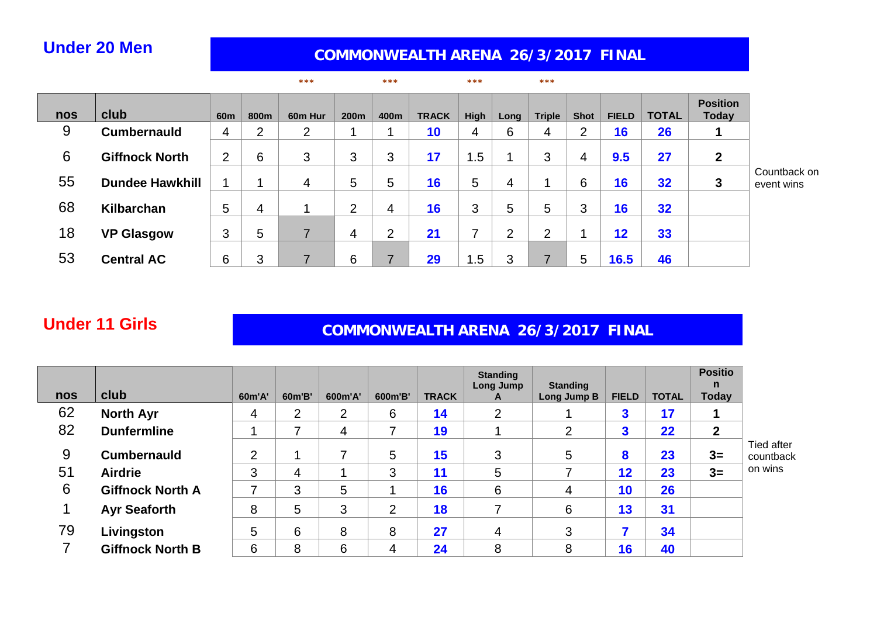## Under 20 Men

**COMMONWEALTH ARENA 26/3/2017 FINAL**

| nos | club | 60m | 800m | 60m Hur *** | 200m | 400m *** | TRACK | High *** | Long | Triple *** | Shot | FIELD | TOTAL | Position Today | |
|---|---|---|---|---|---|---|---|---|---|---|---|---|---|---|---|
| 9 | **Cumbernauld** | 4 | 2 | 2 | 1 | 1 | **10** | 4 | 6 | 4 | 2 | **16** | **26** | **1** | |
| 6 | **Giffnock North** | 2 | 6 | 3 | 3 | 3 | **17** | 1.5 | 1 | 3 | 4 | **9.5** | **27** | **2** | |
| 55 | **Dundee Hawkhill** | 1 | 1 | 4 | 5 | 5 | **16** | 5 | 4 | 1 | 6 | **16** | **32** | **3** | Countback on event wins |
| 68 | **Kilbarchan** | 5 | 4 | 1 | 2 | 4 | **16** | 3 | 5 | 5 | 3 | **16** | **32** | | |
| 18 | **VP Glasgow** | 3 | 5 | 7 | 4 | 2 | **21** | 7 | 2 | 2 | 1 | **12** | **33** | | |
| 53 | **Central AC** | 6 | 3 | 7 | 6 | 7 | **29** | 1.5 | 3 | 7 | 5 | **16.5** | **46** | | |

## Under 11 Girls

**COMMONWEALTH ARENA 26/3/2017 FINAL**

| nos | club | 60m'A' | 60m'B' | 600m'A' | 600m'B' | TRACK | Standing Long Jump A | Standing Long Jump B | FIELD | TOTAL | Position Today | |
|---|---|---|---|---|---|---|---|---|---|---|---|---|
| 62 | **North Ayr** | 4 | 2 | 2 | 6 | **14** | 2 | 1 | **3** | **17** | **1** | |
| 82 | **Dunfermline** | 1 | 7 | 4 | 7 | **19** | 1 | 2 | **3** | **22** | **2** | |
| 9 | **Cumbernauld** | 2 | 1 | 7 | 5 | **15** | 3 | 5 | **8** | **23** | **3=** | Tied after countback on wins |
| 51 | **Airdrie** | 3 | 4 | 1 | 3 | **11** | 5 | 7 | **12** | **23** | **3=** | |
| 6 | **Giffnock North A** | 7 | 3 | 5 | 1 | **16** | 6 | 4 | **10** | **26** | | |
| 1 | **Ayr Seaforth** | 8 | 5 | 3 | 2 | **18** | 7 | 6 | **13** | **31** | | |
| 79 | **Livingston** | 5 | 6 | 8 | 8 | **27** | 4 | 3 | **7** | **34** | | |
| 7 | **Giffnock North B** | 6 | 8 | 6 | 4 | **24** | 8 | 8 | **16** | **40** | | |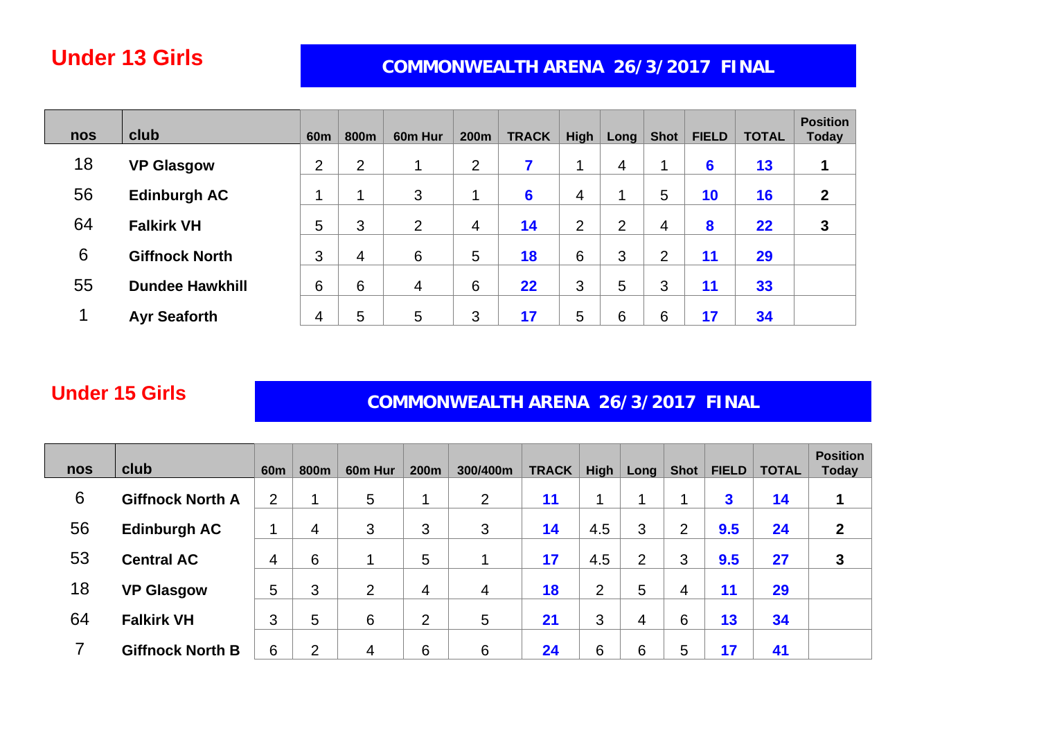## Under 13 Girls

**COMMONWEALTH ARENA 26/3/2017 FINAL**

| nos | club | 60m | 800m | 60m Hur | 200m | TRACK | High | Long | Shot | FIELD | TOTAL | Position Today |
|---|---|---|---|---|---|---|---|---|---|---|---|---|
| 18 | **VP Glasgow** | 2 | 2 | 1 | 2 | **7** | 1 | 4 | 1 | **6** | **13** | **1** |
| 56 | **Edinburgh AC** | 1 | 1 | 3 | 1 | **6** | 4 | 1 | 5 | **10** | **16** | **2** |
| 64 | **Falkirk VH** | 5 | 3 | 2 | 4 | **14** | 2 | 2 | 4 | **8** | **22** | **3** |
| 6 | **Giffnock North** | 3 | 4 | 6 | 5 | **18** | 6 | 3 | 2 | **11** | **29** | |
| 55 | **Dundee Hawkhill** | 6 | 6 | 4 | 6 | **22** | 3 | 5 | 3 | **11** | **33** | |
| 1 | **Ayr Seaforth** | 4 | 5 | 5 | 3 | **17** | 5 | 6 | 6 | **17** | **34** | |

## Under 15 Girls

**COMMONWEALTH ARENA 26/3/2017 FINAL**

| nos | club | 60m | 800m | 60m Hur | 200m | 300/400m | TRACK | High | Long | Shot | FIELD | TOTAL | Position Today |
|---|---|---|---|---|---|---|---|---|---|---|---|---|---|
| 6 | **Giffnock North A** | 2 | 1 | 5 | 1 | 2 | **11** | 1 | 1 | 1 | **3** | **14** | **1** |
| 56 | **Edinburgh AC** | 1 | 4 | 3 | 3 | 3 | **14** | 4.5 | 3 | 2 | **9.5** | **24** | **2** |
| 53 | **Central AC** | 4 | 6 | 1 | 5 | 1 | **17** | 4.5 | 2 | 3 | **9.5** | **27** | **3** |
| 18 | **VP Glasgow** | 5 | 3 | 2 | 4 | 4 | **18** | 2 | 5 | 4 | **11** | **29** | |
| 64 | **Falkirk VH** | 3 | 5 | 6 | 2 | 5 | **21** | 3 | 4 | 6 | **13** | **34** | |
| 7 | **Giffnock North B** | 6 | 2 | 4 | 6 | 6 | **24** | 6 | 6 | 5 | **17** | **41** | |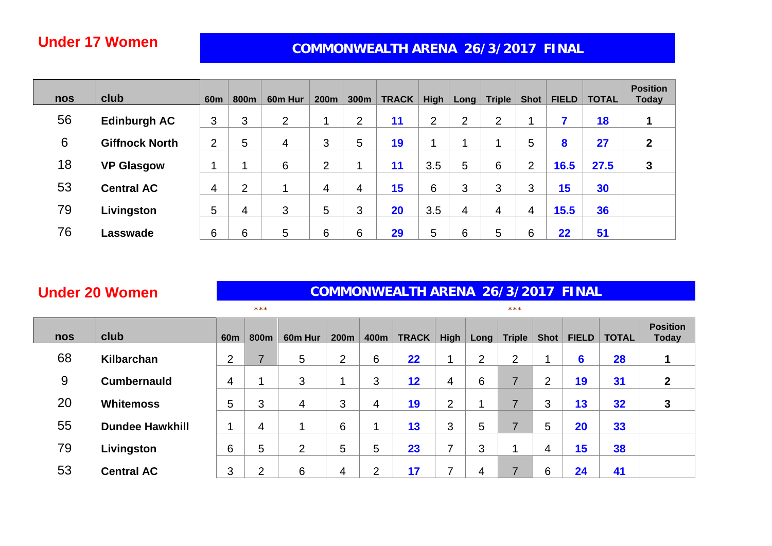## Under 17 Women

**COMMONWEALTH ARENA 26/3/2017 FINAL**

| nos | club | 60m | 800m | 60m Hur | 200m | 300m | TRACK | High | Long | Triple | Shot | FIELD | TOTAL | Position Today |
|---|---|---|---|---|---|---|---|---|---|---|---|---|---|---|
| 56 | **Edinburgh AC** | 3 | 3 | 2 | 1 | 2 | **11** | 2 | 2 | 2 | 1 | **7** | **18** | **1** |
| 6 | **Giffnock North** | 2 | 5 | 4 | 3 | 5 | **19** | 1 | 1 | 1 | 5 | **8** | **27** | **2** |
| 18 | **VP Glasgow** | 1 | 1 | 6 | 2 | 1 | **11** | 3.5 | 5 | 6 | 2 | **16.5** | **27.5** | **3** |
| 53 | **Central AC** | 4 | 2 | 1 | 4 | 4 | **15** | 6 | 3 | 3 | 3 | **15** | **30** | |
| 79 | **Livingston** | 5 | 4 | 3 | 5 | 3 | **20** | 3.5 | 4 | 4 | 4 | **15.5** | **36** | |
| 76 | **Lasswade** | 6 | 6 | 5 | 6 | 6 | **29** | 5 | 6 | 5 | 6 | **22** | **51** | |

## Under 20 Women

**COMMONWEALTH ARENA 26/3/2017 FINAL**

| nos | club | 60m | 800m *** | 60m Hur | 200m | 400m | TRACK | High | Long | Triple *** | Shot | FIELD | TOTAL | Position Today |
|---|---|---|---|---|---|---|---|---|---|---|---|---|---|---|
| 68 | **Kilbarchan** | 2 | 7 | 5 | 2 | 6 | **22** | 1 | 2 | 2 | 1 | **6** | **28** | **1** |
| 9 | **Cumbernauld** | 4 | 1 | 3 | 1 | 3 | **12** | 4 | 6 | 7 | 2 | **19** | **31** | **2** |
| 20 | **Whitemoss** | 5 | 3 | 4 | 3 | 4 | **19** | 2 | 1 | 7 | 3 | **13** | **32** | **3** |
| 55 | **Dundee Hawkhill** | 1 | 4 | 1 | 6 | 1 | **13** | 3 | 5 | 7 | 5 | **20** | **33** | |
| 79 | **Livingston** | 6 | 5 | 2 | 5 | 5 | **23** | 7 | 3 | 1 | 4 | **15** | **38** | |
| 53 | **Central AC** | 3 | 2 | 6 | 4 | 2 | **17** | 7 | 4 | 7 | 6 | **24** | **41** | |